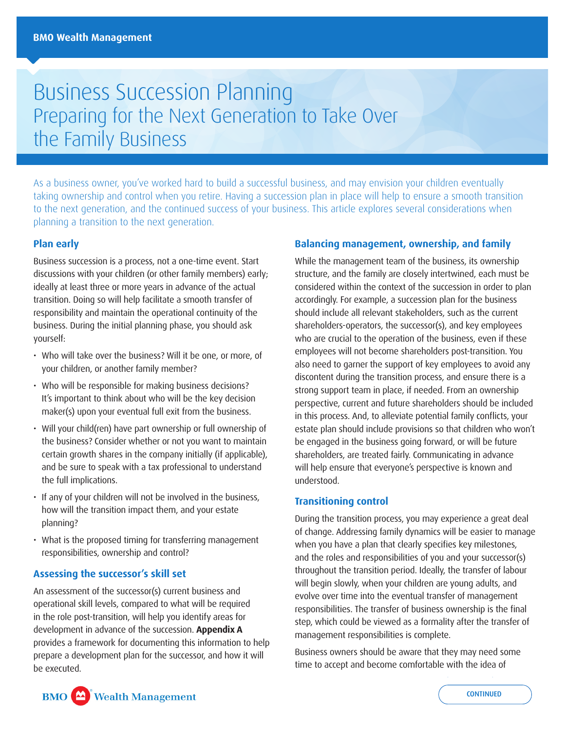# Business Succession Planning

## Preparing for the Next Generation to Take Over the Family Business

As a business owner, you've worked hard to build a successful business, and may envision your children eventually taking ownership and control when you retire. Having a succession plan in place will help to ensure a smooth transition to the next generation, and the continued success of your business. This article explores several considerations when planning a transition to the next generation.

### Plan early

Business succession is a process, not a one-time event. Start discussions with your children (or other family members) early; ideally at least three or more years in advance of the actual transition. Doing so will help facilitate a smooth transfer of responsibility and maintain the operational continuity of the business. During the initial planning phase, you should ask yourself:

- Who will take over the business? Will it be one, or more, of your children, or another family member?
- Who will be responsible for making business decisions? It's important to think about who will be the key decision maker(s) upon your eventual full exit from the business.
- Will your child(ren) have part ownership or full ownership of the business? Consider whether or not you want to maintain certain growth shares in the company initially (if applicable), and be sure to speak with a tax professional to understand the full implications.
- If any of your children will not be involved in the business, how will the transition impact them, and your estate planning?
- What is the proposed timing for transferring management responsibilities, ownership and control?

### Assessing the successor's skill set

An assessment of the successor(s) current business and operational skill levels, compared to what will be required in the role post-transition, will help you identify areas for development in advance of the succession. **Appendix A** provides a framework for documenting this information to help prepare a development plan for the successor, and how it will be executed.

### Balancing management, ownership, and family

While the management team of the business, its ownership structure, and the family are closely intertwined, each must be considered within the context of the succession in order to plan accordingly. For example, a succession plan for the business should include all relevant stakeholders, such as the current shareholders-operators, the successor(s), and key employees who are crucial to the operation of the business, even if these employees will not become shareholders post-transition. You also need to garner the support of key employees to avoid any discontent during the transition process, and ensure there is a strong support team in place, if needed. From an ownership perspective, current and future shareholders should be included in this process. And, to alleviate potential family conflicts, your estate plan should include provisions so that children who won't be engaged in the business going forward, or will be future shareholders, are treated fairly. Communicating in advance will help ensure that everyone's perspective is known and understood.

### Transitioning control

During the transition process, you may experience a great deal of change. Addressing family dynamics will be easier to manage when you have a plan that clearly specifies key milestones, and the roles and responsibilities of you and your successor(s) throughout the transition period. Ideally, the transfer of labour will begin slowly, when your children are young adults, and evolve over time into the eventual transfer of management responsibilities. The transfer of business ownership is the final step, which could be viewed as a formality after the transfer of management responsibilities is complete.

Business owners should be aware that they may need some time to accept and become comfortable with the idea of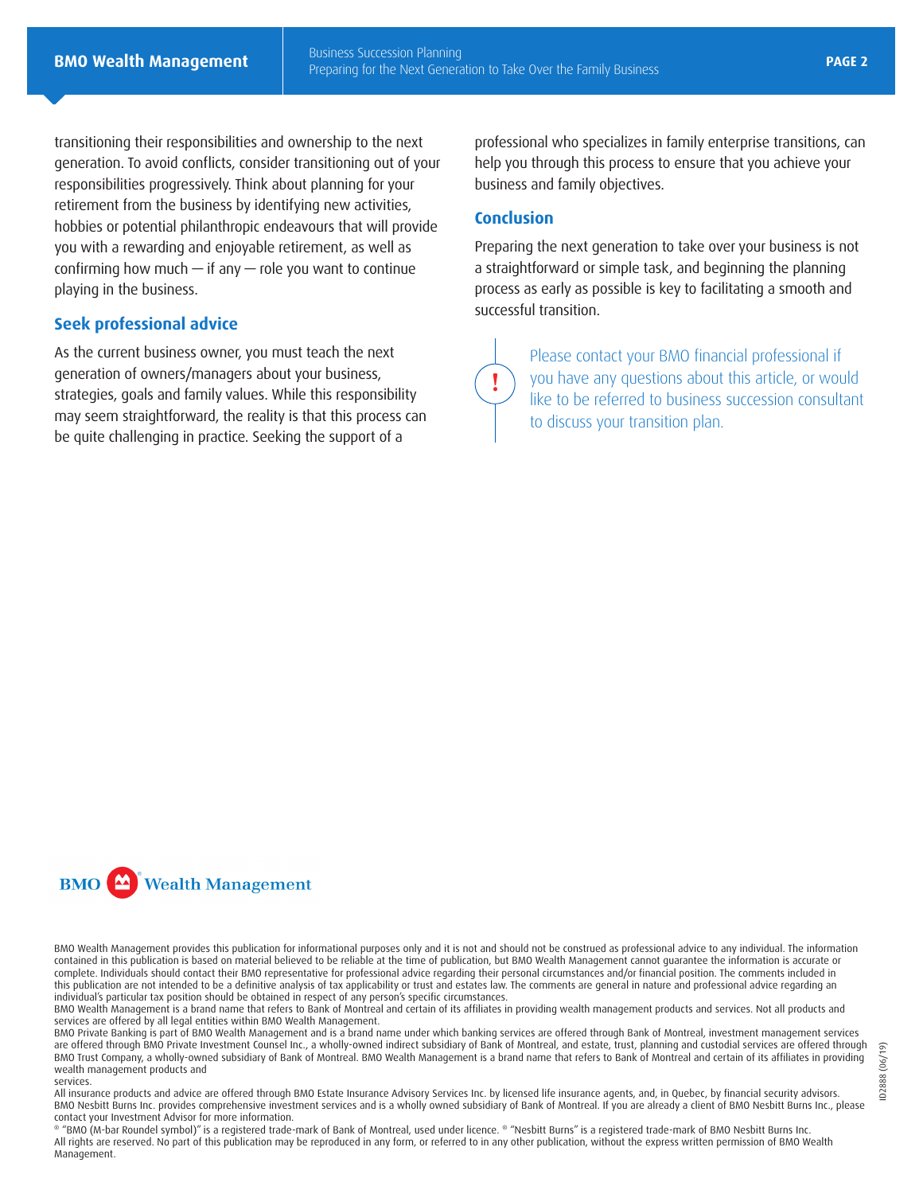transitioning their responsibilities and ownership to the next generation. To avoid conflicts, consider transitioning out of your responsibilities progressively. Think about planning for your retirement from the business by identifying new activities, hobbies or potential philanthropic endeavours that will provide you with a rewarding and enjoyable retirement, as well as confirming how much — if any — role you want to continue playing in the business.

## Seek professional advice

As the current business owner, you must teach the next generation of owners/managers about your business, strategies, goals and family values. While this responsibility may seem straightforward, the reality is that this process can be quite challenging in practice. Seeking the support of a professional who specializes in family enterprise transitions, can help you through this process to ensure that you achieve your business and family objectives.

## Conclusion

Preparing the next generation to take over your business is not a straightforward or simple task, and beginning the planning process as early as possible is key to facilitating a smooth and successful transition.

Please contact your BMO financial professional if you have any questions about this article, or would like to be referred to business succession consultant to discuss your transition plan.

BMO Wealth Management

BMO Wealth Management provides this publication for informational purposes only and it is not and should not be construed as professional advice to any individual. The information contained in this publication is based on material believed to be reliable at the time of publication, but BMO Wealth Management cannot guarantee the information is accurate or complete. Individuals should contact their BMO representative for professional advice regarding their personal circumstances and/or financial position. The comments included in this publication are not intended to be a definitive analysis of tax applicability or trust and estates law. The comments are general in nature and professional advice regarding an individual's particular tax position should be obtained in respect of any person's specific circumstances.
BMO Wealth Management is a brand name that refers to Bank of Montreal and certain of its affiliates in providing wealth management products and services. Not all products and services are offered by all legal entities within BMO Wealth Management.
BMO Private Banking is part of BMO Wealth Management and is a brand name under which banking services are offered through Bank of Montreal, investment management services are offered through BMO Private Investment Counsel Inc., a wholly-owned indirect subsidiary of Bank of Montreal, and estate, trust, planning and custodial services are offered through BMO Trust Company, a wholly-owned subsidiary of Bank of Montreal. BMO Wealth Management is a brand name that refers to Bank of Montreal and certain of its affiliates in providing wealth management products and services.
All insurance products and advice are offered through BMO Estate Insurance Advisory Services Inc. by licensed life insurance agents, and, in Quebec, by financial security advisors.
BMO Nesbitt Burns Inc. provides comprehensive investment services and is a wholly owned subsidiary of Bank of Montreal. If you are already a client of BMO Nesbitt Burns Inc., please contact your Investment Advisor for more information.
® "BMO (M-bar Roundel symbol)" is a registered trade-mark of Bank of Montreal, used under licence. ® "Nesbitt Burns" is a registered trade-mark of BMO Nesbitt Burns Inc.
All rights are reserved. No part of this publication may be reproduced in any form, or referred to in any other publication, without the express written permission of BMO Wealth Management.

ID2888 (06/19)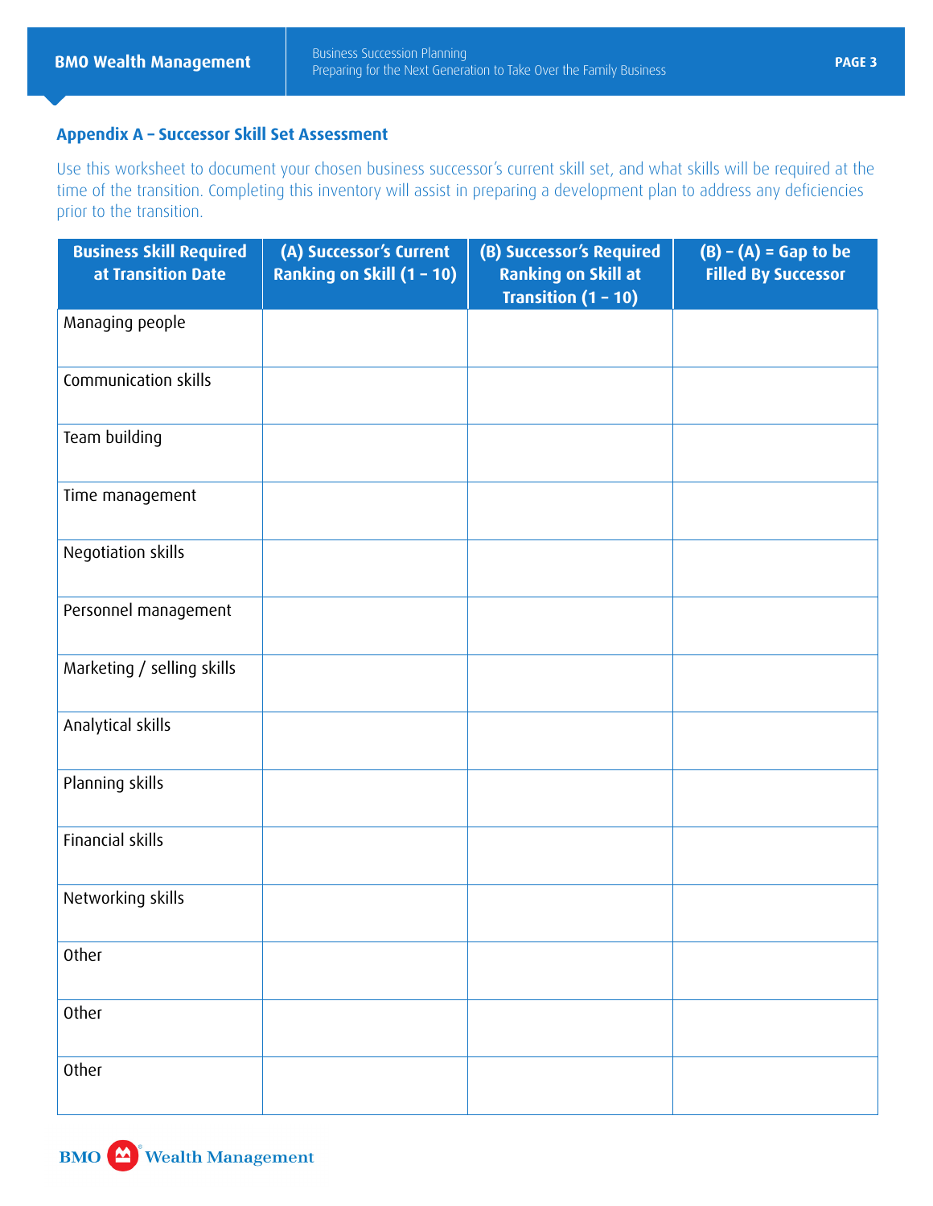### Appendix A – Successor Skill Set Assessment

Use this worksheet to document your chosen business successor's current skill set, and what skills will be required at the time of the transition. Completing this inventory will assist in preparing a development plan to address any deficiencies prior to the transition.

| Business Skill Required at Transition Date | (A) Successor's Current Ranking on Skill (1 – 10) | (B) Successor's Required Ranking on Skill at Transition (1 – 10) | (B) – (A) = Gap to be Filled By Successor |
|---|---|---|---|
| Managing people | | | |
| Communication skills | | | |
| Team building | | | |
| Time management | | | |
| Negotiation skills | | | |
| Personnel management | | | |
| Marketing / selling skills | | | |
| Analytical skills | | | |
| Planning skills | | | |
| Financial skills | | | |
| Networking skills | | | |
| Other | | | |
| Other | | | |
| Other | | | |